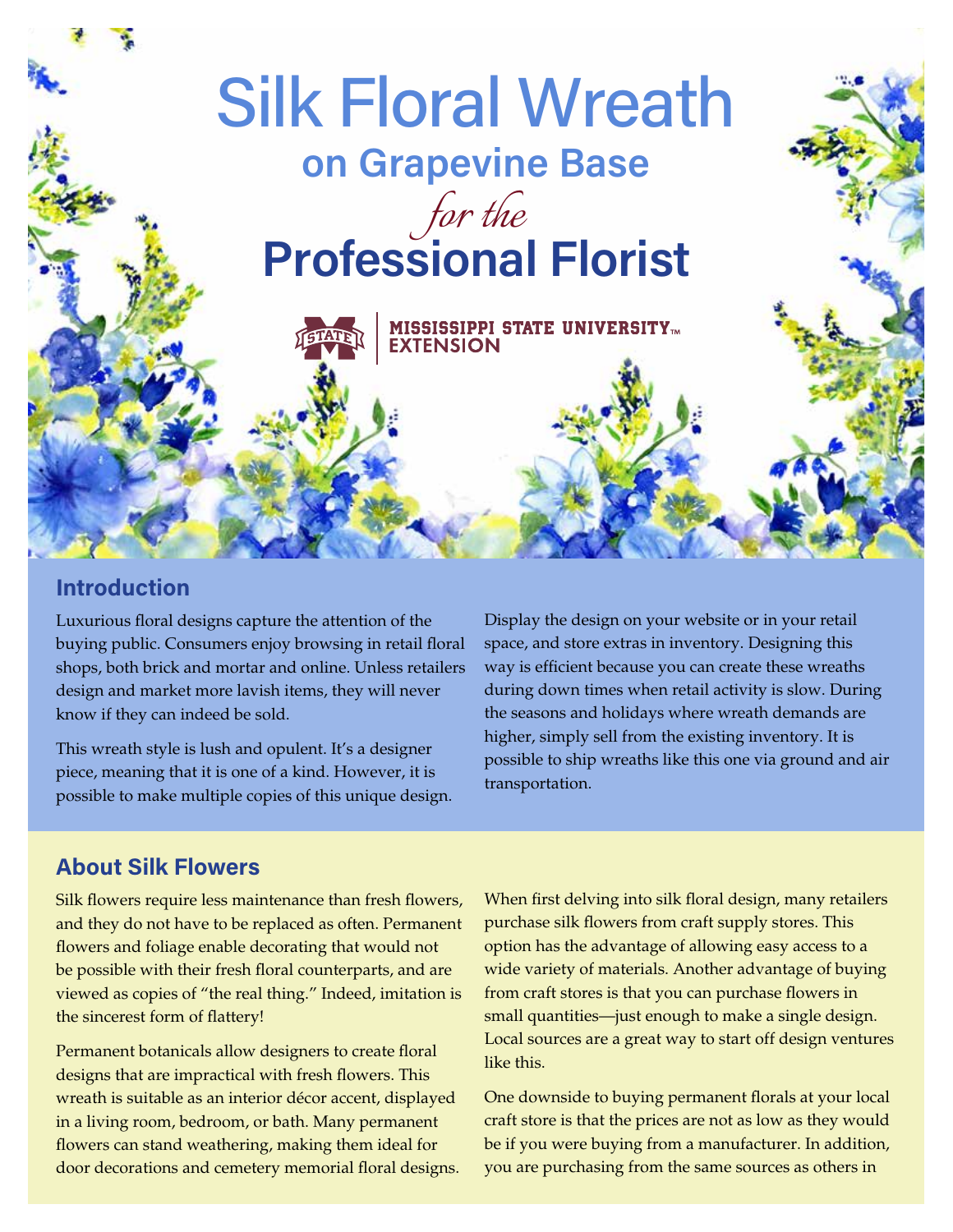# Silk Floral Wreath

## on Grapevine Base

*for the*

## Professional Florist

MISSISSIPPI STATE UNIVERSITY™ EXTENSION

## Introduction

Luxurious floral designs capture the attention of the buying public. Consumers enjoy browsing in retail floral shops, both brick and mortar and online. Unless retailers design and market more lavish items, they will never know if they can indeed be sold.

This wreath style is lush and opulent. It's a designer piece, meaning that it is one of a kind. However, it is possible to make multiple copies of this unique design. Display the design on your website or in your retail space, and store extras in inventory. Designing this way is efficient because you can create these wreaths during down times when retail activity is slow. During the seasons and holidays where wreath demands are higher, simply sell from the existing inventory. It is possible to ship wreaths like this one via ground and air transportation.

## About Silk Flowers

Silk flowers require less maintenance than fresh flowers, and they do not have to be replaced as often. Permanent flowers and foliage enable decorating that would not be possible with their fresh floral counterparts, and are viewed as copies of "the real thing." Indeed, imitation is the sincerest form of flattery!

Permanent botanicals allow designers to create floral designs that are impractical with fresh flowers. This wreath is suitable as an interior décor accent, displayed in a living room, bedroom, or bath. Many permanent flowers can stand weathering, making them ideal for door decorations and cemetery memorial floral designs.

When first delving into silk floral design, many retailers purchase silk flowers from craft supply stores. This option has the advantage of allowing easy access to a wide variety of materials. Another advantage of buying from craft stores is that you can purchase flowers in small quantities—just enough to make a single design. Local sources are a great way to start off design ventures like this.

One downside to buying permanent florals at your local craft store is that the prices are not as low as they would be if you were buying from a manufacturer. In addition, you are purchasing from the same sources as others in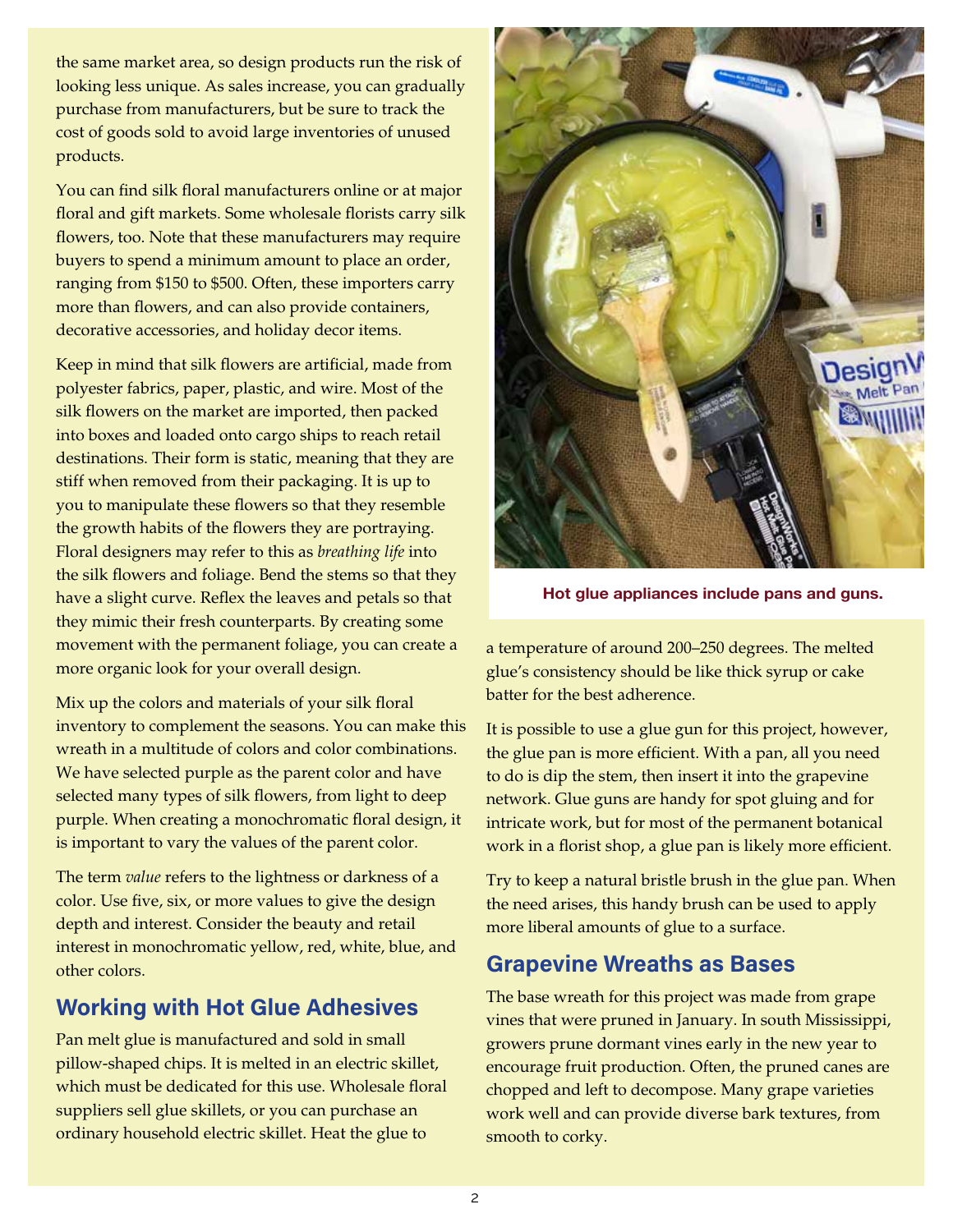the same market area, so design products run the risk of looking less unique. As sales increase, you can gradually purchase from manufacturers, but be sure to track the cost of goods sold to avoid large inventories of unused products.

You can find silk floral manufacturers online or at major floral and gift markets. Some wholesale florists carry silk flowers, too. Note that these manufacturers may require buyers to spend a minimum amount to place an order, ranging from $150 to $500. Often, these importers carry more than flowers, and can also provide containers, decorative accessories, and holiday decor items.

Keep in mind that silk flowers are artificial, made from polyester fabrics, paper, plastic, and wire. Most of the silk flowers on the market are imported, then packed into boxes and loaded onto cargo ships to reach retail destinations. Their form is static, meaning that they are stiff when removed from their packaging. It is up to you to manipulate these flowers so that they resemble the growth habits of the flowers they are portraying. Floral designers may refer to this as *breathing life* into the silk flowers and foliage. Bend the stems so that they have a slight curve. Reflex the leaves and petals so that they mimic their fresh counterparts. By creating some movement with the permanent foliage, you can create a more organic look for your overall design.

Mix up the colors and materials of your silk floral inventory to complement the seasons. You can make this wreath in a multitude of colors and color combinations. We have selected purple as the parent color and have selected many types of silk flowers, from light to deep purple. When creating a monochromatic floral design, it is important to vary the values of the parent color.

The term *value* refers to the lightness or darkness of a color. Use five, six, or more values to give the design depth and interest. Consider the beauty and retail interest in monochromatic yellow, red, white, blue, and other colors.

## Working with Hot Glue Adhesives

Pan melt glue is manufactured and sold in small pillow-shaped chips. It is melted in an electric skillet, which must be dedicated for this use. Wholesale floral suppliers sell glue skillets, or you can purchase an ordinary household electric skillet. Heat the glue to a temperature of around 200–250 degrees. The melted glue's consistency should be like thick syrup or cake batter for the best adherence.

**Hot glue appliances include pans and guns.**

It is possible to use a glue gun for this project, however, the glue pan is more efficient. With a pan, all you need to do is dip the stem, then insert it into the grapevine network. Glue guns are handy for spot gluing and for intricate work, but for most of the permanent botanical work in a florist shop, a glue pan is likely more efficient.

Try to keep a natural bristle brush in the glue pan. When the need arises, this handy brush can be used to apply more liberal amounts of glue to a surface.

## Grapevine Wreaths as Bases

The base wreath for this project was made from grape vines that were pruned in January. In south Mississippi, growers prune dormant vines early in the new year to encourage fruit production. Often, the pruned canes are chopped and left to decompose. Many grape varieties work well and can provide diverse bark textures, from smooth to corky.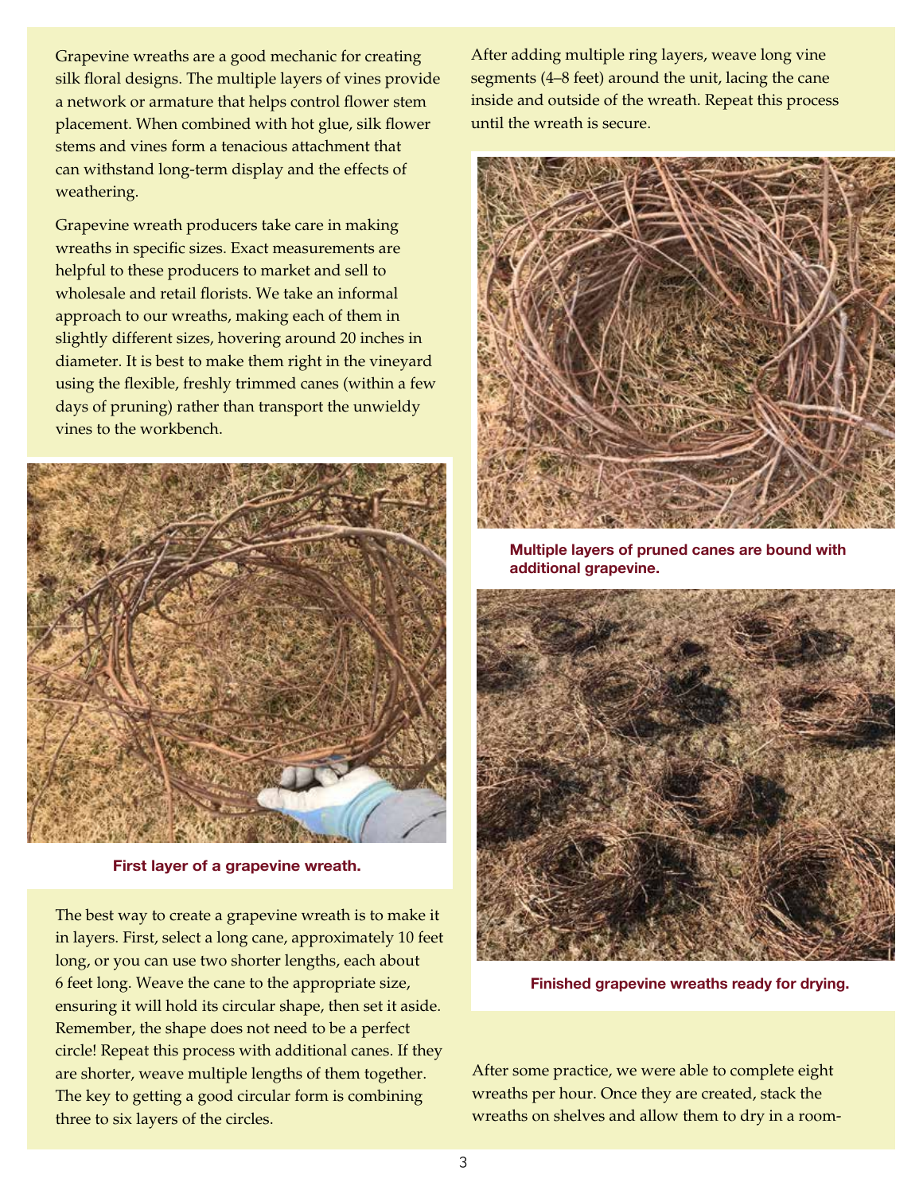Grapevine wreaths are a good mechanic for creating silk floral designs. The multiple layers of vines provide a network or armature that helps control flower stem placement. When combined with hot glue, silk flower stems and vines form a tenacious attachment that can withstand long-term display and the effects of weathering.

Grapevine wreath producers take care in making wreaths in specific sizes. Exact measurements are helpful to these producers to market and sell to wholesale and retail florists. We take an informal approach to our wreaths, making each of them in slightly different sizes, hovering around 20 inches in diameter. It is best to make them right in the vineyard using the flexible, freshly trimmed canes (within a few days of pruning) rather than transport the unwieldy vines to the workbench.

**First layer of a grapevine wreath.**

The best way to create a grapevine wreath is to make it in layers. First, select a long cane, approximately 10 feet long, or you can use two shorter lengths, each about 6 feet long. Weave the cane to the appropriate size, ensuring it will hold its circular shape, then set it aside. Remember, the shape does not need to be a perfect circle! Repeat this process with additional canes. If they are shorter, weave multiple lengths of them together. The key to getting a good circular form is combining three to six layers of the circles.

After adding multiple ring layers, weave long vine segments (4–8 feet) around the unit, lacing the cane inside and outside of the wreath. Repeat this process until the wreath is secure.

**Multiple layers of pruned canes are bound with additional grapevine.**

**Finished grapevine wreaths ready for drying.**

After some practice, we were able to complete eight wreaths per hour. Once they are created, stack the wreaths on shelves and allow them to dry in a room-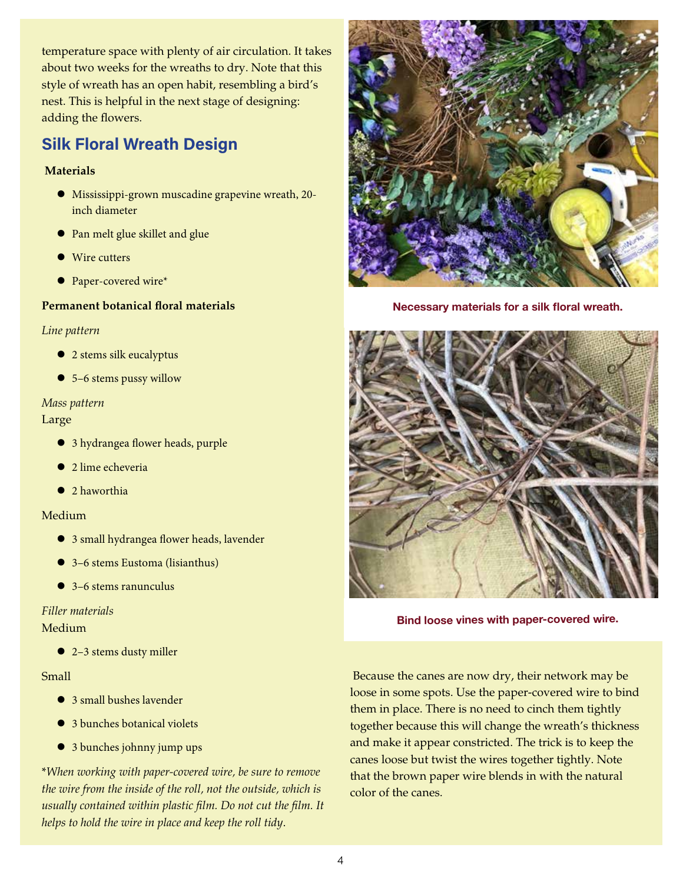temperature space with plenty of air circulation. It takes about two weeks for the wreaths to dry. Note that this style of wreath has an open habit, resembling a bird's nest. This is helpful in the next stage of designing: adding the flowers.

## Silk Floral Wreath Design

**Materials**

- Mississippi-grown muscadine grapevine wreath, 20-inch diameter
- Pan melt glue skillet and glue
- Wire cutters
- Paper-covered wire*

**Permanent botanical floral materials**

*Line pattern*

- 2 stems silk eucalyptus
- 5–6 stems pussy willow

*Mass pattern*

Large

- 3 hydrangea flower heads, purple
- 2 lime echeveria
- 2 haworthia

Medium

- 3 small hydrangea flower heads, lavender
- 3–6 stems Eustoma (lisianthus)
- 3–6 stems ranunculus

*Filler materials*

Medium

- 2–3 stems dusty miller

Small

- 3 small bushes lavender
- 3 bunches botanical violets
- 3 bunches johnny jump ups

*\*When working with paper-covered wire, be sure to remove the wire from the inside of the roll, not the outside, which is usually contained within plastic film. Do not cut the film. It helps to hold the wire in place and keep the roll tidy.*

Necessary materials for a silk floral wreath.

Bind loose vines with paper-covered wire.

Because the canes are now dry, their network may be loose in some spots. Use the paper-covered wire to bind them in place. There is no need to cinch them tightly together because this will change the wreath's thickness and make it appear constricted. The trick is to keep the canes loose but twist the wires together tightly. Note that the brown paper wire blends in with the natural color of the canes.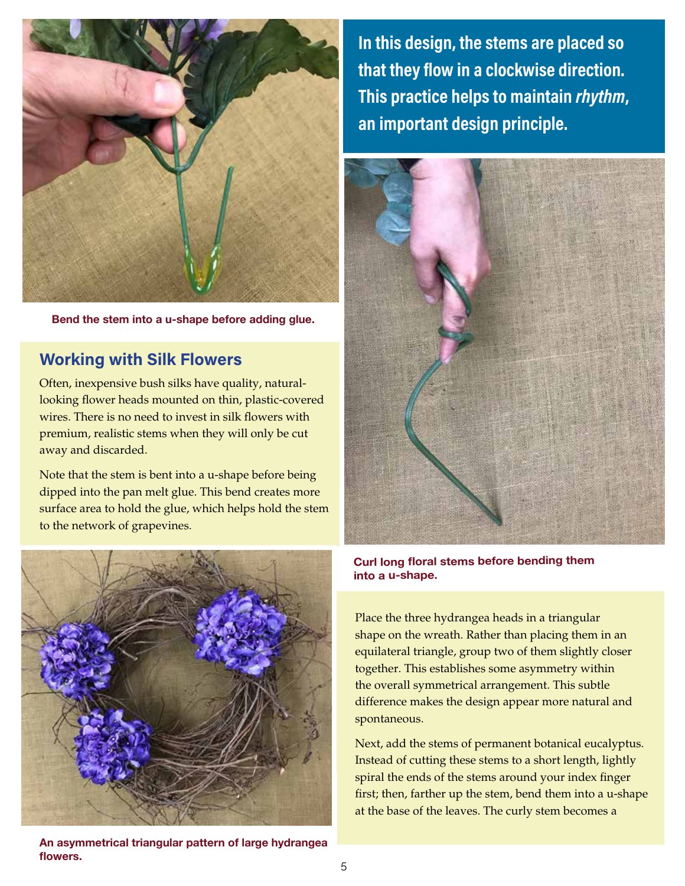Bend the stem into a u-shape before adding glue.

## Working with Silk Flowers

Often, inexpensive bush silks have quality, natural-looking flower heads mounted on thin, plastic-covered wires. There is no need to invest in silk flowers with premium, realistic stems when they will only be cut away and discarded.

Note that the stem is bent into a u-shape before being dipped into the pan melt glue. This bend creates more surface area to hold the glue, which helps hold the stem to the network of grapevines.

An asymmetrical triangular pattern of large hydrangea flowers.

**In this design, the stems are placed so that they flow in a clockwise direction. This practice helps to maintain *rhythm*, an important design principle.**

Curl long floral stems before bending them into a u-shape.

Place the three hydrangea heads in a triangular shape on the wreath. Rather than placing them in an equilateral triangle, group two of them slightly closer together. This establishes some asymmetry within the overall symmetrical arrangement. This subtle difference makes the design appear more natural and spontaneous.

Next, add the stems of permanent botanical eucalyptus. Instead of cutting these stems to a short length, lightly spiral the ends of the stems around your index finger first; then, farther up the stem, bend them into a u-shape at the base of the leaves. The curly stem becomes a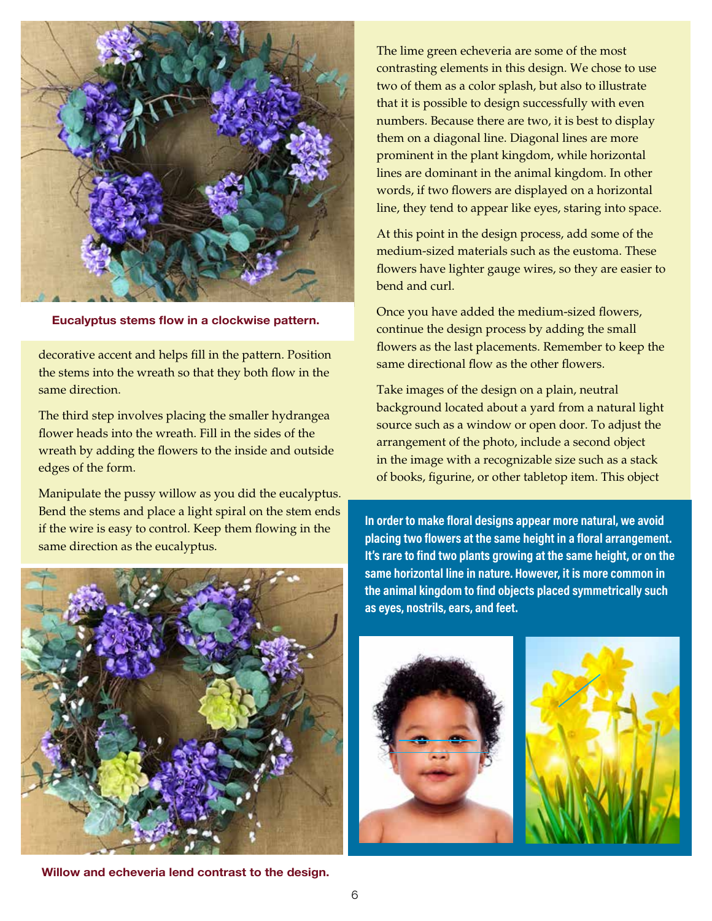Eucalyptus stems flow in a clockwise pattern.

decorative accent and helps fill in the pattern. Position the stems into the wreath so that they both flow in the same direction.

The third step involves placing the smaller hydrangea flower heads into the wreath. Fill in the sides of the wreath by adding the flowers to the inside and outside edges of the form.

Manipulate the pussy willow as you did the eucalyptus. Bend the stems and place a light spiral on the stem ends if the wire is easy to control. Keep them flowing in the same direction as the eucalyptus.

Willow and echeveria lend contrast to the design.

The lime green echeveria are some of the most contrasting elements in this design. We chose to use two of them as a color splash, but also to illustrate that it is possible to design successfully with even numbers. Because there are two, it is best to display them on a diagonal line. Diagonal lines are more prominent in the plant kingdom, while horizontal lines are dominant in the animal kingdom. In other words, if two flowers are displayed on a horizontal line, they tend to appear like eyes, staring into space.

At this point in the design process, add some of the medium-sized materials such as the eustoma. These flowers have lighter gauge wires, so they are easier to bend and curl.

Once you have added the medium-sized flowers, continue the design process by adding the small flowers as the last placements. Remember to keep the same directional flow as the other flowers.

Take images of the design on a plain, neutral background located about a yard from a natural light source such as a window or open door. To adjust the arrangement of the photo, include a second object in the image with a recognizable size such as a stack of books, figurine, or other tabletop item. This object

**In order to make floral designs appear more natural, we avoid placing two flowers at the same height in a floral arrangement. It's rare to find two plants growing at the same height, or on the same horizontal line in nature. However, it is more common in the animal kingdom to find objects placed symmetrically such as eyes, nostrils, ears, and feet.**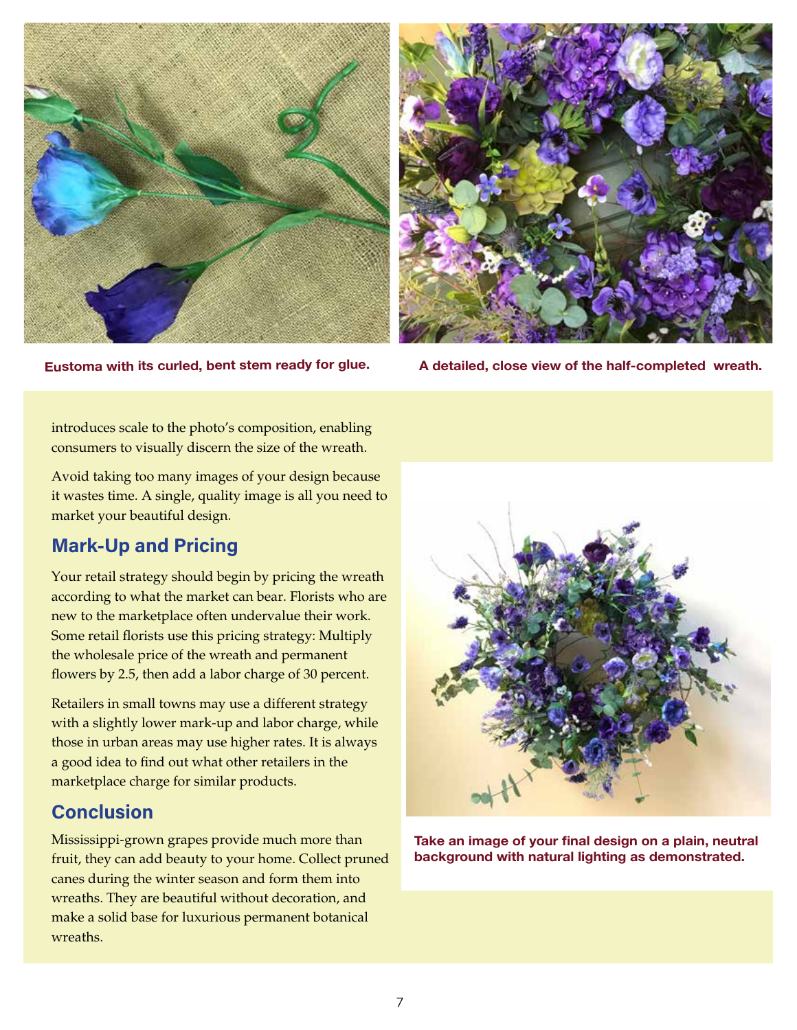Eustoma with its curled, bent stem ready for glue.

A detailed, close view of the half-completed wreath.

introduces scale to the photo's composition, enabling consumers to visually discern the size of the wreath.

Avoid taking too many images of your design because it wastes time. A single, quality image is all you need to market your beautiful design.

## Mark-Up and Pricing

Your retail strategy should begin by pricing the wreath according to what the market can bear. Florists who are new to the marketplace often undervalue their work. Some retail florists use this pricing strategy: Multiply the wholesale price of the wreath and permanent flowers by 2.5, then add a labor charge of 30 percent.

Retailers in small towns may use a different strategy with a slightly lower mark-up and labor charge, while those in urban areas may use higher rates. It is always a good idea to find out what other retailers in the marketplace charge for similar products.

## Conclusion

Mississippi-grown grapes provide much more than fruit, they can add beauty to your home. Collect pruned canes during the winter season and form them into wreaths. They are beautiful without decoration, and make a solid base for luxurious permanent botanical wreaths.

Take an image of your final design on a plain, neutral background with natural lighting as demonstrated.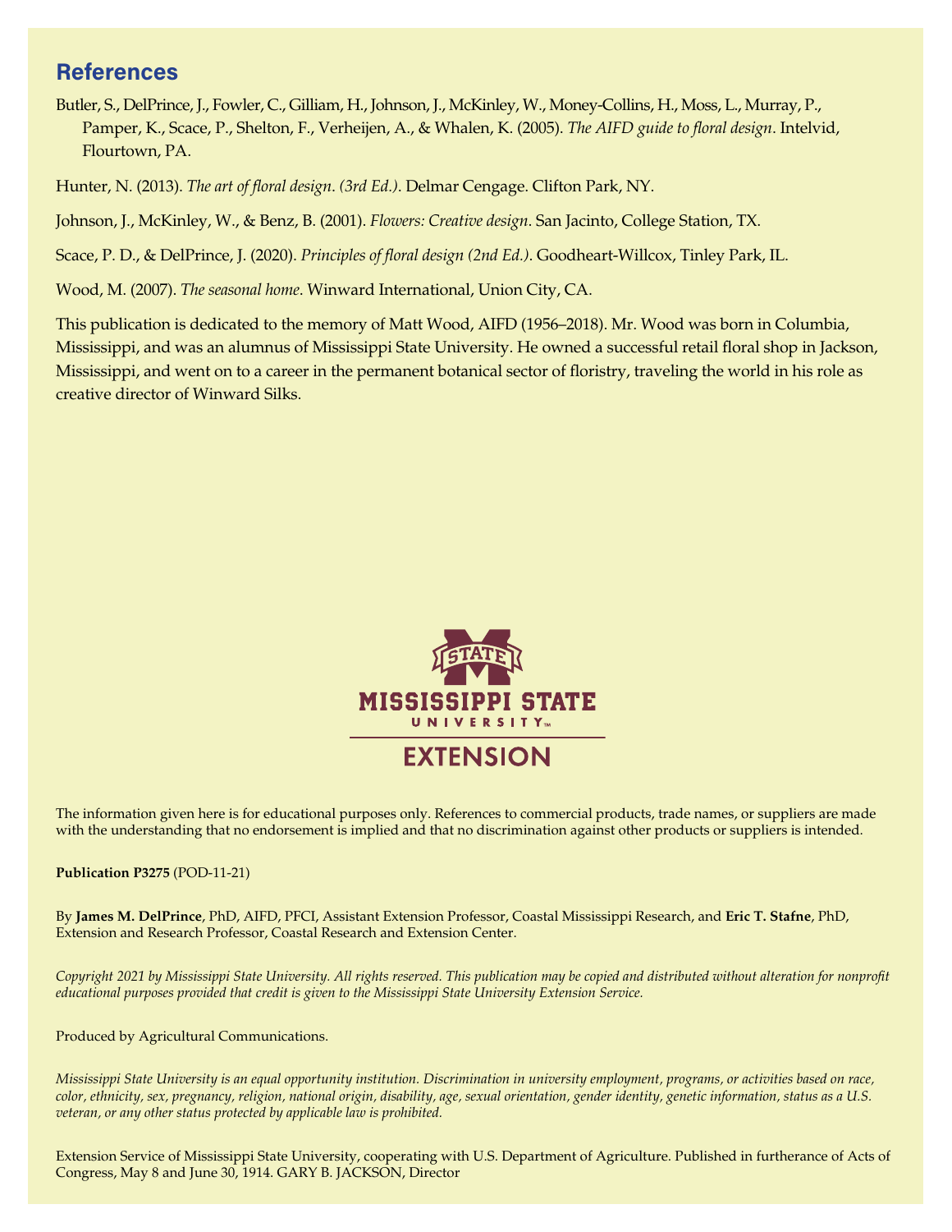## References

Butler, S., DelPrince, J., Fowler, C., Gilliam, H., Johnson, J., McKinley, W., Money-Collins, H., Moss, L., Murray, P., Pamper, K., Scace, P., Shelton, F., Verheijen, A., & Whalen, K. (2005). *The AIFD guide to floral design*. Intelvid, Flourtown, PA.

Hunter, N. (2013). *The art of floral design. (3rd Ed.)*. Delmar Cengage. Clifton Park, NY.

Johnson, J., McKinley, W., & Benz, B. (2001). *Flowers: Creative design*. San Jacinto, College Station, TX.

Scace, P. D., & DelPrince, J. (2020). *Principles of floral design (2nd Ed.)*. Goodheart-Willcox, Tinley Park, IL.

Wood, M. (2007). *The seasonal home*. Winward International, Union City, CA.

This publication is dedicated to the memory of Matt Wood, AIFD (1956–2018). Mr. Wood was born in Columbia, Mississippi, and was an alumnus of Mississippi State University. He owned a successful retail floral shop in Jackson, Mississippi, and went on to a career in the permanent botanical sector of floristry, traveling the world in his role as creative director of Winward Silks.

MISSISSIPPI STATE UNIVERSITY™ EXTENSION

The information given here is for educational purposes only. References to commercial products, trade names, or suppliers are made with the understanding that no endorsement is implied and that no discrimination against other products or suppliers is intended.

**Publication P3275** (POD-11-21)

By **James M. DelPrince**, PhD, AIFD, PFCI, Assistant Extension Professor, Coastal Mississippi Research, and **Eric T. Stafne**, PhD, Extension and Research Professor, Coastal Research and Extension Center.

*Copyright 2021 by Mississippi State University. All rights reserved. This publication may be copied and distributed without alteration for nonprofit educational purposes provided that credit is given to the Mississippi State University Extension Service.*

Produced by Agricultural Communications.

*Mississippi State University is an equal opportunity institution. Discrimination in university employment, programs, or activities based on race, color, ethnicity, sex, pregnancy, religion, national origin, disability, age, sexual orientation, gender identity, genetic information, status as a U.S. veteran, or any other status protected by applicable law is prohibited.*

Extension Service of Mississippi State University, cooperating with U.S. Department of Agriculture. Published in furtherance of Acts of Congress, May 8 and June 30, 1914. GARY B. JACKSON, Director